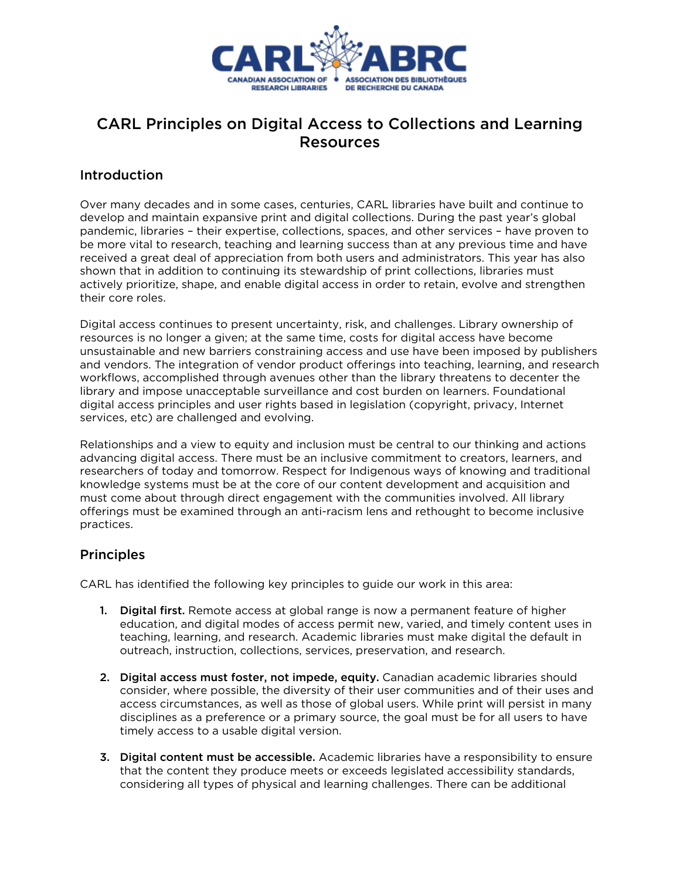# CARL Principles on Digital Access to Collections and Learning Resources

## Introduction

Over many decades and in some cases, centuries, CARL libraries have built and continue to develop and maintain expansive print and digital collections. During the past year's global pandemic, libraries – their expertise, collections, spaces, and other services – have proven to be more vital to research, teaching and learning success than at any previous time and have received a great deal of appreciation from both users and administrators. This year has also shown that in addition to continuing its stewardship of print collections, libraries must actively prioritize, shape, and enable digital access in order to retain, evolve and strengthen their core roles.

Digital access continues to present uncertainty, risk, and challenges. Library ownership of resources is no longer a given; at the same time, costs for digital access have become unsustainable and new barriers constraining access and use have been imposed by publishers and vendors. The integration of vendor product offerings into teaching, learning, and research workflows, accomplished through avenues other than the library threatens to decenter the library and impose unacceptable surveillance and cost burden on learners. Foundational digital access principles and user rights based in legislation (copyright, privacy, Internet services, etc) are challenged and evolving.

Relationships and a view to equity and inclusion must be central to our thinking and actions advancing digital access. There must be an inclusive commitment to creators, learners, and researchers of today and tomorrow. Respect for Indigenous ways of knowing and traditional knowledge systems must be at the core of our content development and acquisition and must come about through direct engagement with the communities involved. All library offerings must be examined through an anti-racism lens and rethought to become inclusive practices.

## Principles

CARL has identified the following key principles to guide our work in this area:

1. **Digital first.** Remote access at global range is now a permanent feature of higher education, and digital modes of access permit new, varied, and timely content uses in teaching, learning, and research. Academic libraries must make digital the default in outreach, instruction, collections, services, preservation, and research.

2. **Digital access must foster, not impede, equity.** Canadian academic libraries should consider, where possible, the diversity of their user communities and of their uses and access circumstances, as well as those of global users. While print will persist in many disciplines as a preference or a primary source, the goal must be for all users to have timely access to a usable digital version.

3. **Digital content must be accessible.** Academic libraries have a responsibility to ensure that the content they produce meets or exceeds legislated accessibility standards, considering all types of physical and learning challenges. There can be additional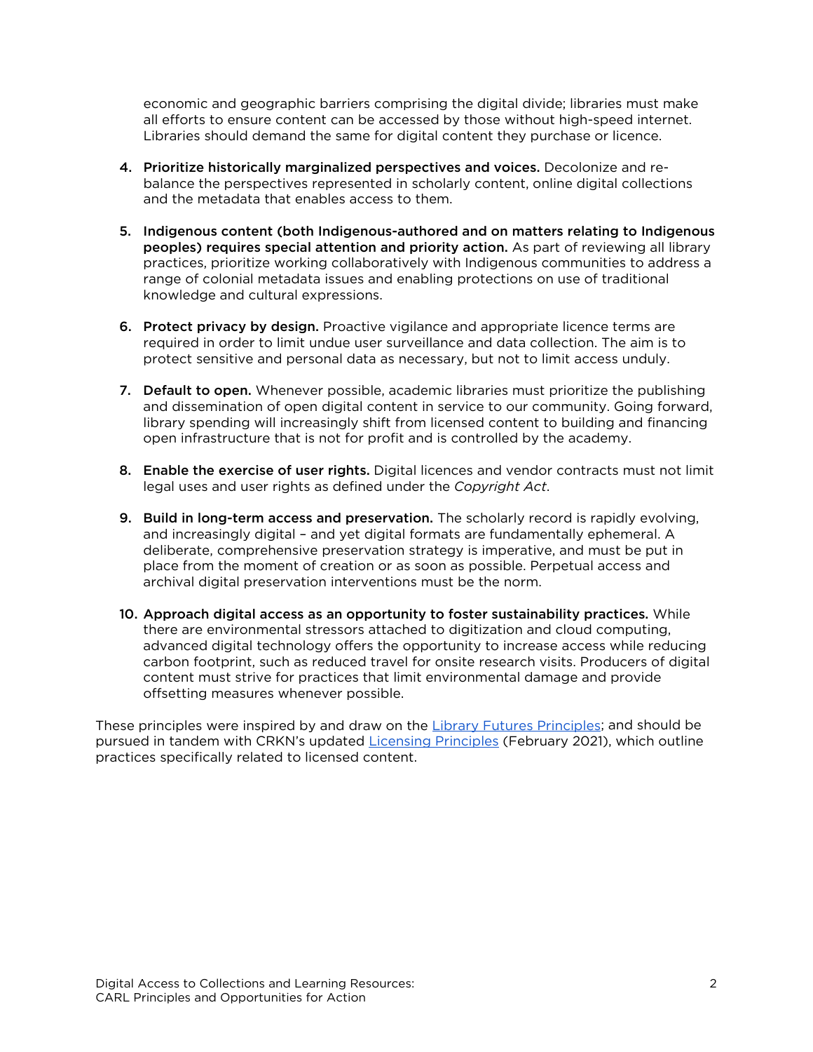economic and geographic barriers comprising the digital divide; libraries must make all efforts to ensure content can be accessed by those without high-speed internet. Libraries should demand the same for digital content they purchase or licence.

4. **Prioritize historically marginalized perspectives and voices.** Decolonize and re-balance the perspectives represented in scholarly content, online digital collections and the metadata that enables access to them.

5. **Indigenous content (both Indigenous-authored and on matters relating to Indigenous peoples) requires special attention and priority action.** As part of reviewing all library practices, prioritize working collaboratively with Indigenous communities to address a range of colonial metadata issues and enabling protections on use of traditional knowledge and cultural expressions.

6. **Protect privacy by design.** Proactive vigilance and appropriate licence terms are required in order to limit undue user surveillance and data collection. The aim is to protect sensitive and personal data as necessary, but not to limit access unduly.

7. **Default to open.** Whenever possible, academic libraries must prioritize the publishing and dissemination of open digital content in service to our community. Going forward, library spending will increasingly shift from licensed content to building and financing open infrastructure that is not for profit and is controlled by the academy.

8. **Enable the exercise of user rights.** Digital licences and vendor contracts must not limit legal uses and user rights as defined under the *Copyright Act*.

9. **Build in long-term access and preservation.** The scholarly record is rapidly evolving, and increasingly digital – and yet digital formats are fundamentally ephemeral. A deliberate, comprehensive preservation strategy is imperative, and must be put in place from the moment of creation or as soon as possible. Perpetual access and archival digital preservation interventions must be the norm.

10. **Approach digital access as an opportunity to foster sustainability practices.** While there are environmental stressors attached to digitization and cloud computing, advanced digital technology offers the opportunity to increase access while reducing carbon footprint, such as reduced travel for onsite research visits. Producers of digital content must strive for practices that limit environmental damage and provide offsetting measures whenever possible.

These principles were inspired by and draw on the Library Futures Principles; and should be pursued in tandem with CRKN's updated Licensing Principles (February 2021), which outline practices specifically related to licensed content.